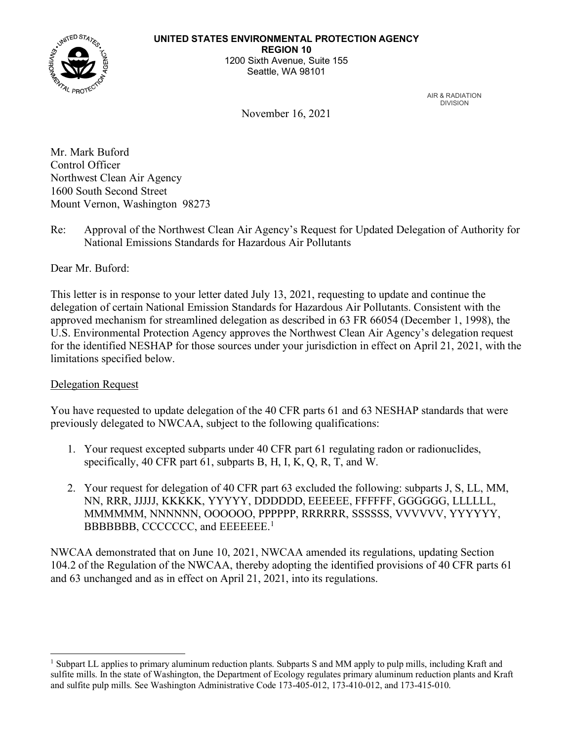**UNITED STATES ENVIRONMENTAL PROTECTION AGENCY**
**REGION 10**
1200 Sixth Avenue, Suite 155
Seattle, WA 98101

AIR & RADIATION DIVISION

November 16, 2021

Mr. Mark Buford
Control Officer
Northwest Clean Air Agency
1600 South Second Street
Mount Vernon, Washington 98273

Re: Approval of the Northwest Clean Air Agency's Request for Updated Delegation of Authority for National Emissions Standards for Hazardous Air Pollutants

Dear Mr. Buford:

This letter is in response to your letter dated July 13, 2021, requesting to update and continue the delegation of certain National Emission Standards for Hazardous Air Pollutants. Consistent with the approved mechanism for streamlined delegation as described in 63 FR 66054 (December 1, 1998), the U.S. Environmental Protection Agency approves the Northwest Clean Air Agency's delegation request for the identified NESHAP for those sources under your jurisdiction in effect on April 21, 2021, with the limitations specified below.

Delegation Request

You have requested to update delegation of the 40 CFR parts 61 and 63 NESHAP standards that were previously delegated to NWCAA, subject to the following qualifications:

1. Your request excepted subparts under 40 CFR part 61 regulating radon or radionuclides, specifically, 40 CFR part 61, subparts B, H, I, K, Q, R, T, and W.
2. Your request for delegation of 40 CFR part 63 excluded the following: subparts J, S, LL, MM, NN, RRR, JJJJJ, KKKKK, YYYYY, DDDDDD, EEEEEE, FFFFFF, GGGGGG, LLLLLL, MMMMMM, NNNNNN, OOOOOO, PPPPPP, RRRRRR, SSSSSS, VVVVVV, YYYYYY, BBBBBBB, CCCCCCC, and EEEEEEE.[1]

NWCAA demonstrated that on June 10, 2021, NWCAA amended its regulations, updating Section 104.2 of the Regulation of the NWCAA, thereby adopting the identified provisions of 40 CFR parts 61 and 63 unchanged and as in effect on April 21, 2021, into its regulations.

[1] Subpart LL applies to primary aluminum reduction plants. Subparts S and MM apply to pulp mills, including Kraft and sulfite mills. In the state of Washington, the Department of Ecology regulates primary aluminum reduction plants and Kraft and sulfite pulp mills. See Washington Administrative Code 173-405-012, 173-410-012, and 173-415-010.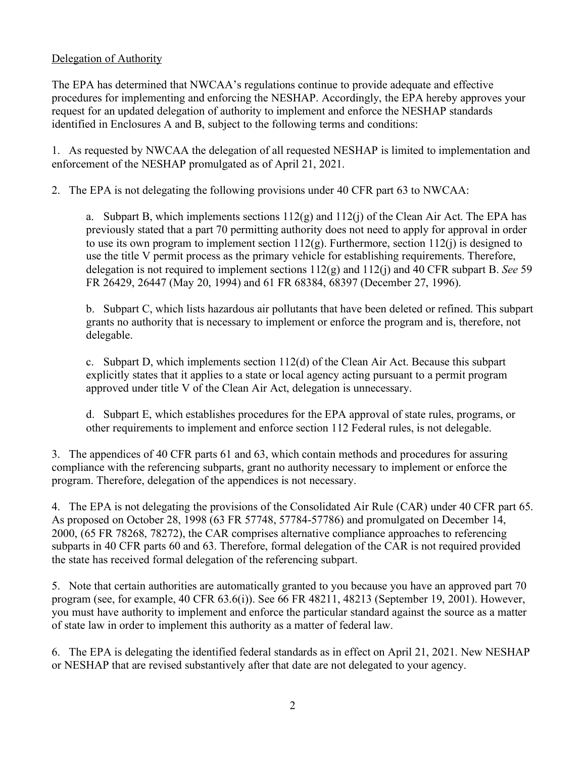Delegation of Authority

The EPA has determined that NWCAA's regulations continue to provide adequate and effective procedures for implementing and enforcing the NESHAP. Accordingly, the EPA hereby approves your request for an updated delegation of authority to implement and enforce the NESHAP standards identified in Enclosures A and B, subject to the following terms and conditions:

1. As requested by NWCAA the delegation of all requested NESHAP is limited to implementation and enforcement of the NESHAP promulgated as of April 21, 2021.

2. The EPA is not delegating the following provisions under 40 CFR part 63 to NWCAA:

   a. Subpart B, which implements sections 112(g) and 112(j) of the Clean Air Act. The EPA has previously stated that a part 70 permitting authority does not need to apply for approval in order to use its own program to implement section 112(g). Furthermore, section 112(j) is designed to use the title V permit process as the primary vehicle for establishing requirements. Therefore, delegation is not required to implement sections 112(g) and 112(j) and 40 CFR subpart B. *See* 59 FR 26429, 26447 (May 20, 1994) and 61 FR 68384, 68397 (December 27, 1996).

   b. Subpart C, which lists hazardous air pollutants that have been deleted or refined. This subpart grants no authority that is necessary to implement or enforce the program and is, therefore, not delegable.

   c. Subpart D, which implements section 112(d) of the Clean Air Act. Because this subpart explicitly states that it applies to a state or local agency acting pursuant to a permit program approved under title V of the Clean Air Act, delegation is unnecessary.

   d. Subpart E, which establishes procedures for the EPA approval of state rules, programs, or other requirements to implement and enforce section 112 Federal rules, is not delegable.

3. The appendices of 40 CFR parts 61 and 63, which contain methods and procedures for assuring compliance with the referencing subparts, grant no authority necessary to implement or enforce the program. Therefore, delegation of the appendices is not necessary.

4. The EPA is not delegating the provisions of the Consolidated Air Rule (CAR) under 40 CFR part 65. As proposed on October 28, 1998 (63 FR 57748, 57784-57786) and promulgated on December 14, 2000, (65 FR 78268, 78272), the CAR comprises alternative compliance approaches to referencing subparts in 40 CFR parts 60 and 63. Therefore, formal delegation of the CAR is not required provided the state has received formal delegation of the referencing subpart.

5. Note that certain authorities are automatically granted to you because you have an approved part 70 program (see, for example, 40 CFR 63.6(i)). See 66 FR 48211, 48213 (September 19, 2001). However, you must have authority to implement and enforce the particular standard against the source as a matter of state law in order to implement this authority as a matter of federal law.

6. The EPA is delegating the identified federal standards as in effect on April 21, 2021. New NESHAP or NESHAP that are revised substantively after that date are not delegated to your agency.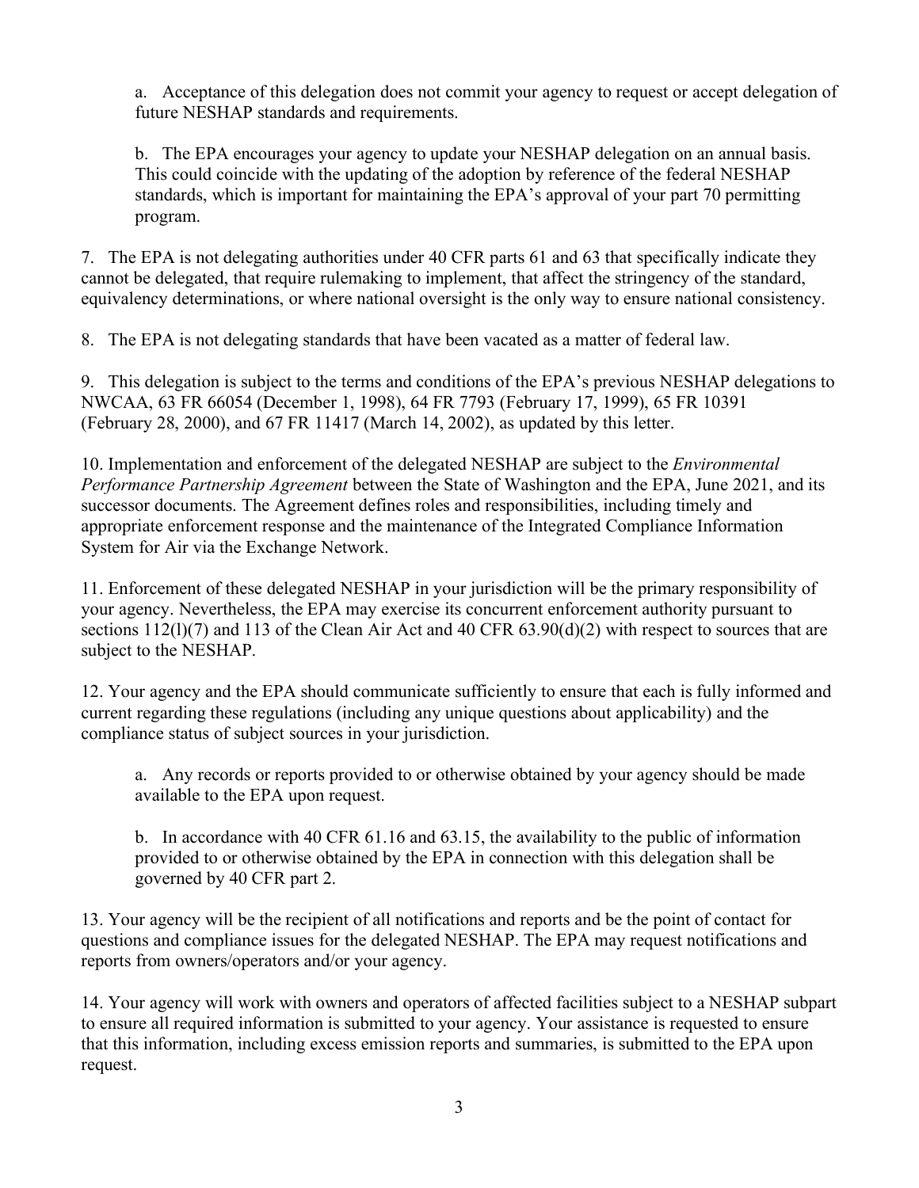a. Acceptance of this delegation does not commit your agency to request or accept delegation of future NESHAP standards and requirements.

b. The EPA encourages your agency to update your NESHAP delegation on an annual basis. This could coincide with the updating of the adoption by reference of the federal NESHAP standards, which is important for maintaining the EPA's approval of your part 70 permitting program.

7. The EPA is not delegating authorities under 40 CFR parts 61 and 63 that specifically indicate they cannot be delegated, that require rulemaking to implement, that affect the stringency of the standard, equivalency determinations, or where national oversight is the only way to ensure national consistency.

8. The EPA is not delegating standards that have been vacated as a matter of federal law.

9. This delegation is subject to the terms and conditions of the EPA's previous NESHAP delegations to NWCAA, 63 FR 66054 (December 1, 1998), 64 FR 7793 (February 17, 1999), 65 FR 10391 (February 28, 2000), and 67 FR 11417 (March 14, 2002), as updated by this letter.

10. Implementation and enforcement of the delegated NESHAP are subject to the *Environmental Performance Partnership Agreement* between the State of Washington and the EPA, June 2021, and its successor documents. The Agreement defines roles and responsibilities, including timely and appropriate enforcement response and the maintenance of the Integrated Compliance Information System for Air via the Exchange Network.

11. Enforcement of these delegated NESHAP in your jurisdiction will be the primary responsibility of your agency. Nevertheless, the EPA may exercise its concurrent enforcement authority pursuant to sections 112(l)(7) and 113 of the Clean Air Act and 40 CFR 63.90(d)(2) with respect to sources that are subject to the NESHAP.

12. Your agency and the EPA should communicate sufficiently to ensure that each is fully informed and current regarding these regulations (including any unique questions about applicability) and the compliance status of subject sources in your jurisdiction.

a. Any records or reports provided to or otherwise obtained by your agency should be made available to the EPA upon request.

b. In accordance with 40 CFR 61.16 and 63.15, the availability to the public of information provided to or otherwise obtained by the EPA in connection with this delegation shall be governed by 40 CFR part 2.

13. Your agency will be the recipient of all notifications and reports and be the point of contact for questions and compliance issues for the delegated NESHAP. The EPA may request notifications and reports from owners/operators and/or your agency.

14. Your agency will work with owners and operators of affected facilities subject to a NESHAP subpart to ensure all required information is submitted to your agency. Your assistance is requested to ensure that this information, including excess emission reports and summaries, is submitted to the EPA upon request.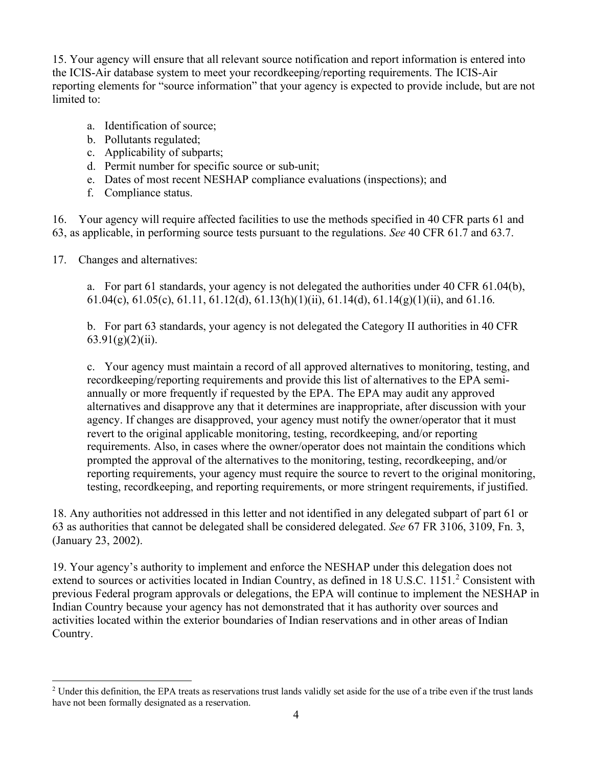15. Your agency will ensure that all relevant source notification and report information is entered into the ICIS-Air database system to meet your recordkeeping/reporting requirements. The ICIS-Air reporting elements for "source information" that your agency is expected to provide include, but are not limited to:

a. Identification of source;
b. Pollutants regulated;
c. Applicability of subparts;
d. Permit number for specific source or sub-unit;
e. Dates of most recent NESHAP compliance evaluations (inspections); and
f. Compliance status.

16. Your agency will require affected facilities to use the methods specified in 40 CFR parts 61 and 63, as applicable, in performing source tests pursuant to the regulations. *See* 40 CFR 61.7 and 63.7.

17. Changes and alternatives:

a. For part 61 standards, your agency is not delegated the authorities under 40 CFR 61.04(b), 61.04(c), 61.05(c), 61.11, 61.12(d), 61.13(h)(1)(ii), 61.14(d), 61.14(g)(1)(ii), and 61.16.

b. For part 63 standards, your agency is not delegated the Category II authorities in 40 CFR 63.91(g)(2)(ii).

c. Your agency must maintain a record of all approved alternatives to monitoring, testing, and recordkeeping/reporting requirements and provide this list of alternatives to the EPA semi-annually or more frequently if requested by the EPA. The EPA may audit any approved alternatives and disapprove any that it determines are inappropriate, after discussion with your agency. If changes are disapproved, your agency must notify the owner/operator that it must revert to the original applicable monitoring, testing, recordkeeping, and/or reporting requirements. Also, in cases where the owner/operator does not maintain the conditions which prompted the approval of the alternatives to the monitoring, testing, recordkeeping, and/or reporting requirements, your agency must require the source to revert to the original monitoring, testing, recordkeeping, and reporting requirements, or more stringent requirements, if justified.

18. Any authorities not addressed in this letter and not identified in any delegated subpart of part 61 or 63 as authorities that cannot be delegated shall be considered delegated. *See* 67 FR 3106, 3109, Fn. 3, (January 23, 2002).

19. Your agency's authority to implement and enforce the NESHAP under this delegation does not extend to sources or activities located in Indian Country, as defined in 18 U.S.C. 1151.[2] Consistent with previous Federal program approvals or delegations, the EPA will continue to implement the NESHAP in Indian Country because your agency has not demonstrated that it has authority over sources and activities located within the exterior boundaries of Indian reservations and in other areas of Indian Country.

[2] Under this definition, the EPA treats as reservations trust lands validly set aside for the use of a tribe even if the trust lands have not been formally designated as a reservation.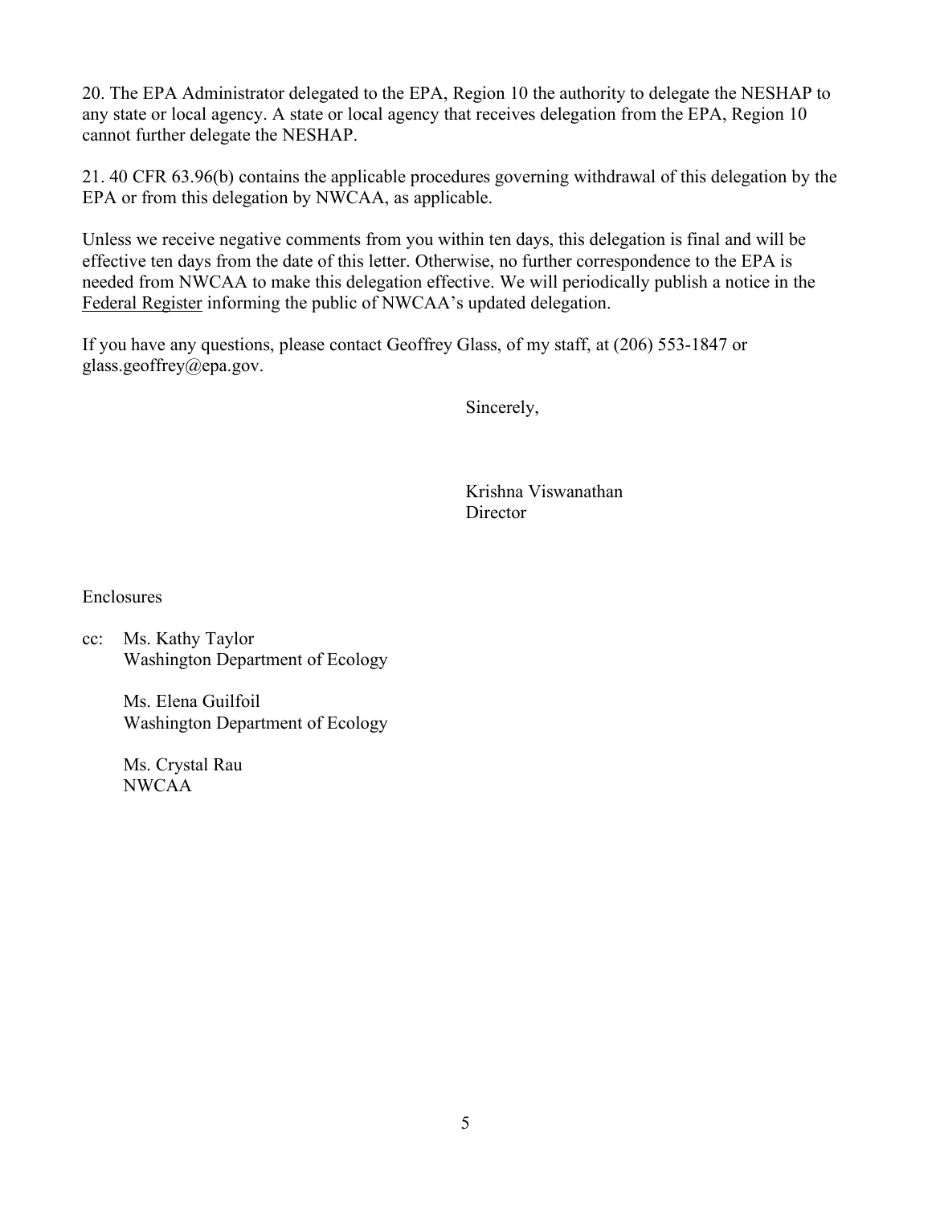20. The EPA Administrator delegated to the EPA, Region 10 the authority to delegate the NESHAP to any state or local agency. A state or local agency that receives delegation from the EPA, Region 10 cannot further delegate the NESHAP.

21. 40 CFR 63.96(b) contains the applicable procedures governing withdrawal of this delegation by the EPA or from this delegation by NWCAA, as applicable.

Unless we receive negative comments from you within ten days, this delegation is final and will be effective ten days from the date of this letter. Otherwise, no further correspondence to the EPA is needed from NWCAA to make this delegation effective. We will periodically publish a notice in the Federal Register informing the public of NWCAA's updated delegation.

If you have any questions, please contact Geoffrey Glass, of my staff, at (206) 553-1847 or glass.geoffrey@epa.gov.

Sincerely,

Krishna Viswanathan
Director

Enclosures

cc: Ms. Kathy Taylor
Washington Department of Ecology

Ms. Elena Guilfoil
Washington Department of Ecology

Ms. Crystal Rau
NWCAA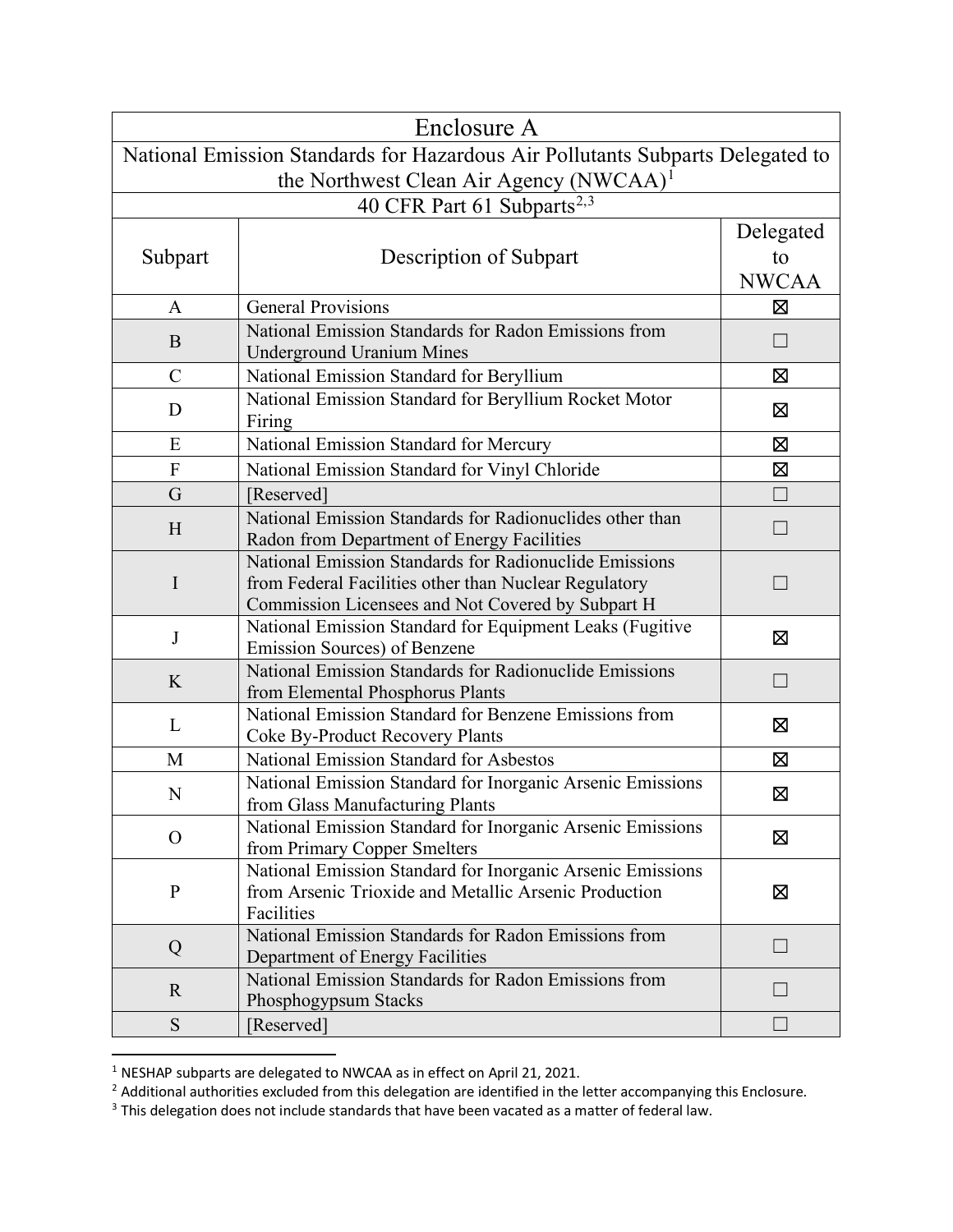| Enclosure A | | |
|---|---|---|
| National Emission Standards for Hazardous Air Pollutants Subparts Delegated to the Northwest Clean Air Agency (NWCAA)[1] | | |
| 40 CFR Part 61 Subparts[2,3] | | |
| Subpart | Description of Subpart | Delegated to NWCAA |
| A | General Provisions | ☒ |
| B | National Emission Standards for Radon Emissions from Underground Uranium Mines | ☐ |
| C | National Emission Standard for Beryllium | ☒ |
| D | National Emission Standard for Beryllium Rocket Motor Firing | ☒ |
| E | National Emission Standard for Mercury | ☒ |
| F | National Emission Standard for Vinyl Chloride | ☒ |
| G | [Reserved] | ☐ |
| H | National Emission Standards for Radionuclides other than Radon from Department of Energy Facilities | ☐ |
| I | National Emission Standards for Radionuclide Emissions from Federal Facilities other than Nuclear Regulatory Commission Licensees and Not Covered by Subpart H | ☐ |
| J | National Emission Standard for Equipment Leaks (Fugitive Emission Sources) of Benzene | ☒ |
| K | National Emission Standards for Radionuclide Emissions from Elemental Phosphorus Plants | ☐ |
| L | National Emission Standard for Benzene Emissions from Coke By-Product Recovery Plants | ☒ |
| M | National Emission Standard for Asbestos | ☒ |
| N | National Emission Standard for Inorganic Arsenic Emissions from Glass Manufacturing Plants | ☒ |
| O | National Emission Standard for Inorganic Arsenic Emissions from Primary Copper Smelters | ☒ |
| P | National Emission Standard for Inorganic Arsenic Emissions from Arsenic Trioxide and Metallic Arsenic Production Facilities | ☒ |
| Q | National Emission Standards for Radon Emissions from Department of Energy Facilities | ☐ |
| R | National Emission Standards for Radon Emissions from Phosphogypsum Stacks | ☐ |
| S | [Reserved] | ☐ |

[1] NESHAP subparts are delegated to NWCAA as in effect on April 21, 2021.

[2] Additional authorities excluded from this delegation are identified in the letter accompanying this Enclosure.

[3] This delegation does not include standards that have been vacated as a matter of federal law.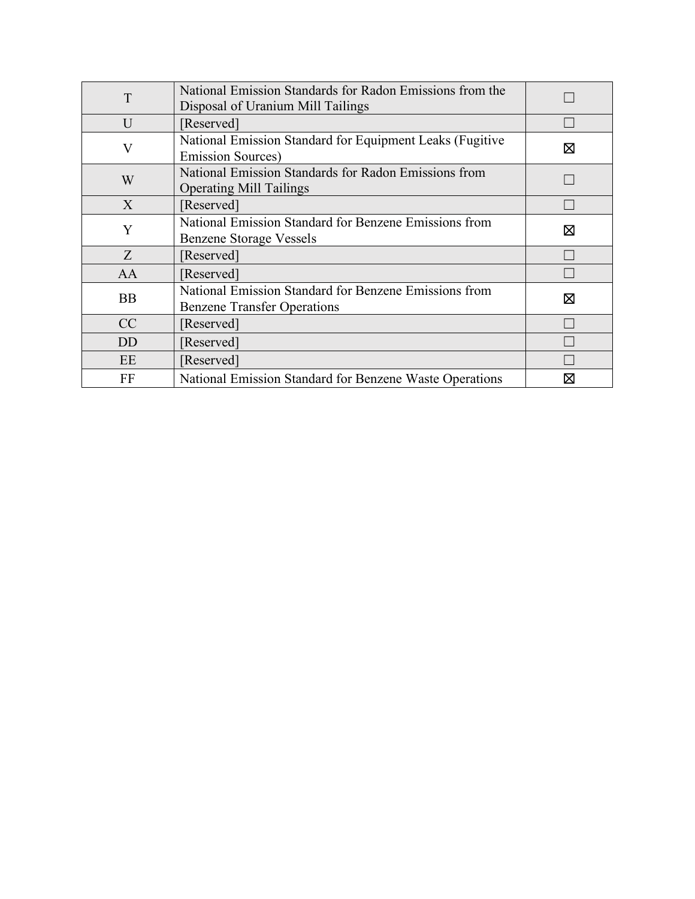| | | |
|---|---|---|
| T | National Emission Standards for Radon Emissions from the Disposal of Uranium Mill Tailings | ☐ |
| U | [Reserved] | ☐ |
| V | National Emission Standard for Equipment Leaks (Fugitive Emission Sources) | ☒ |
| W | National Emission Standards for Radon Emissions from Operating Mill Tailings | ☐ |
| X | [Reserved] | ☐ |
| Y | National Emission Standard for Benzene Emissions from Benzene Storage Vessels | ☒ |
| Z | [Reserved] | ☐ |
| AA | [Reserved] | ☐ |
| BB | National Emission Standard for Benzene Emissions from Benzene Transfer Operations | ☒ |
| CC | [Reserved] | ☐ |
| DD | [Reserved] | ☐ |
| EE | [Reserved] | ☐ |
| FF | National Emission Standard for Benzene Waste Operations | ☒ |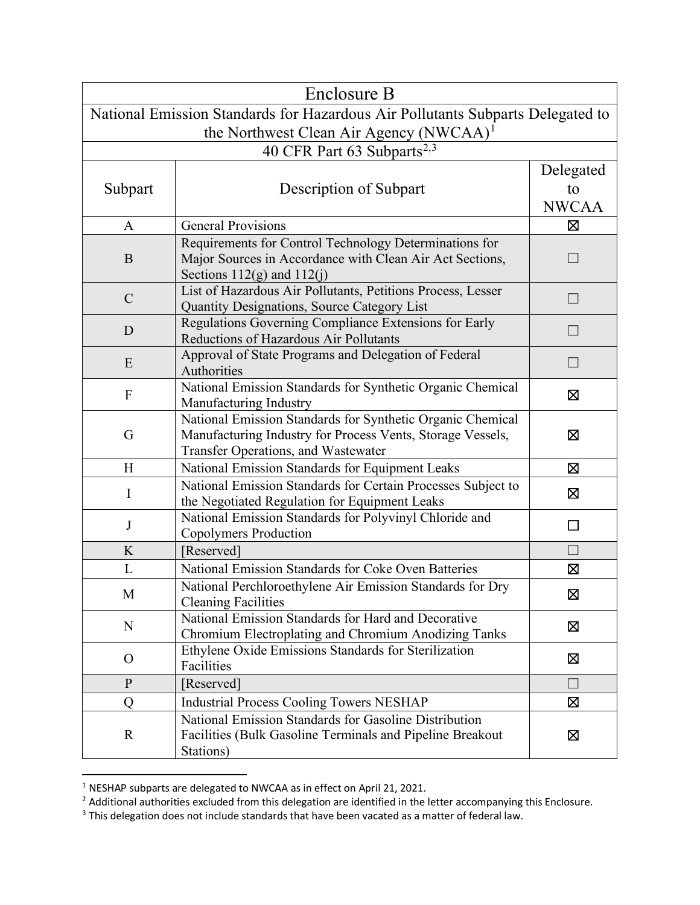| Enclosure B | | |
|---|---|---|
| National Emission Standards for Hazardous Air Pollutants Subparts Delegated to the Northwest Clean Air Agency (NWCAA)[1] | | |
| 40 CFR Part 63 Subparts[2,3] | | |
| Subpart | Description of Subpart | Delegated to NWCAA |
| A | General Provisions | ☒ |
| B | Requirements for Control Technology Determinations for Major Sources in Accordance with Clean Air Act Sections, Sections 112(g) and 112(j) | ☐ |
| C | List of Hazardous Air Pollutants, Petitions Process, Lesser Quantity Designations, Source Category List | ☐ |
| D | Regulations Governing Compliance Extensions for Early Reductions of Hazardous Air Pollutants | ☐ |
| E | Approval of State Programs and Delegation of Federal Authorities | ☐ |
| F | National Emission Standards for Synthetic Organic Chemical Manufacturing Industry | ☒ |
| G | National Emission Standards for Synthetic Organic Chemical Manufacturing Industry for Process Vents, Storage Vessels, Transfer Operations, and Wastewater | ☒ |
| H | National Emission Standards for Equipment Leaks | ☒ |
| I | National Emission Standards for Certain Processes Subject to the Negotiated Regulation for Equipment Leaks | ☒ |
| J | National Emission Standards for Polyvinyl Chloride and Copolymers Production | ☐ |
| K | [Reserved] | ☐ |
| L | National Emission Standards for Coke Oven Batteries | ☒ |
| M | National Perchloroethylene Air Emission Standards for Dry Cleaning Facilities | ☒ |
| N | National Emission Standards for Hard and Decorative Chromium Electroplating and Chromium Anodizing Tanks | ☒ |
| O | Ethylene Oxide Emissions Standards for Sterilization Facilities | ☒ |
| P | [Reserved] | ☐ |
| Q | Industrial Process Cooling Towers NESHAP | ☒ |
| R | National Emission Standards for Gasoline Distribution Facilities (Bulk Gasoline Terminals and Pipeline Breakout Stations) | ☒ |

[1] NESHAP subparts are delegated to NWCAA as in effect on April 21, 2021.

[2] Additional authorities excluded from this delegation are identified in the letter accompanying this Enclosure.

[3] This delegation does not include standards that have been vacated as a matter of federal law.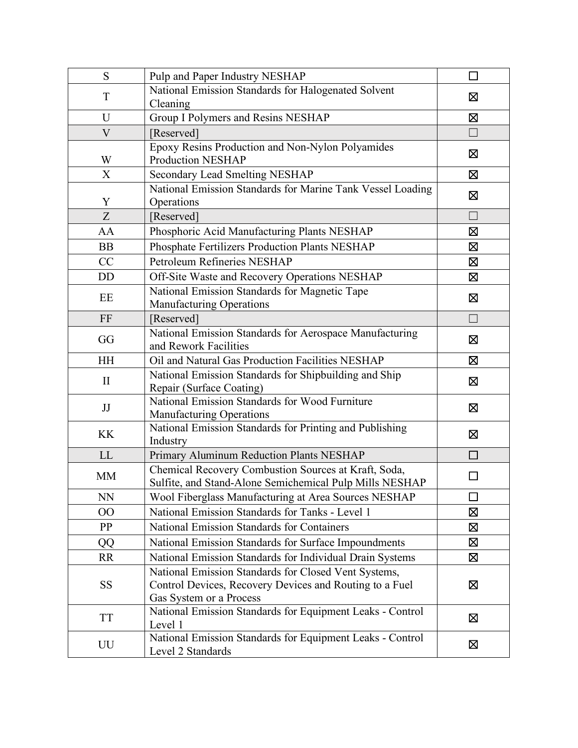| S | Pulp and Paper Industry NESHAP | ☐ |
|---|---|---|
| T | National Emission Standards for Halogenated Solvent Cleaning | ☒ |
| U | Group I Polymers and Resins NESHAP | ☒ |
| V | [Reserved] | ☐ |
| W | Epoxy Resins Production and Non-Nylon Polyamides Production NESHAP | ☒ |
| X | Secondary Lead Smelting NESHAP | ☒ |
| Y | National Emission Standards for Marine Tank Vessel Loading Operations | ☒ |
| Z | [Reserved] | ☐ |
| AA | Phosphoric Acid Manufacturing Plants NESHAP | ☒ |
| BB | Phosphate Fertilizers Production Plants NESHAP | ☒ |
| CC | Petroleum Refineries NESHAP | ☒ |
| DD | Off-Site Waste and Recovery Operations NESHAP | ☒ |
| EE | National Emission Standards for Magnetic Tape Manufacturing Operations | ☒ |
| FF | [Reserved] | ☐ |
| GG | National Emission Standards for Aerospace Manufacturing and Rework Facilities | ☒ |
| HH | Oil and Natural Gas Production Facilities NESHAP | ☒ |
| II | National Emission Standards for Shipbuilding and Ship Repair (Surface Coating) | ☒ |
| JJ | National Emission Standards for Wood Furniture Manufacturing Operations | ☒ |
| KK | National Emission Standards for Printing and Publishing Industry | ☒ |
| LL | Primary Aluminum Reduction Plants NESHAP | ☐ |
| MM | Chemical Recovery Combustion Sources at Kraft, Soda, Sulfite, and Stand-Alone Semichemical Pulp Mills NESHAP | ☐ |
| NN | Wool Fiberglass Manufacturing at Area Sources NESHAP | ☐ |
| OO | National Emission Standards for Tanks - Level 1 | ☒ |
| PP | National Emission Standards for Containers | ☒ |
| QQ | National Emission Standards for Surface Impoundments | ☒ |
| RR | National Emission Standards for Individual Drain Systems | ☒ |
| SS | National Emission Standards for Closed Vent Systems, Control Devices, Recovery Devices and Routing to a Fuel Gas System or a Process | ☒ |
| TT | National Emission Standards for Equipment Leaks - Control Level 1 | ☒ |
| UU | National Emission Standards for Equipment Leaks - Control Level 2 Standards | ☒ |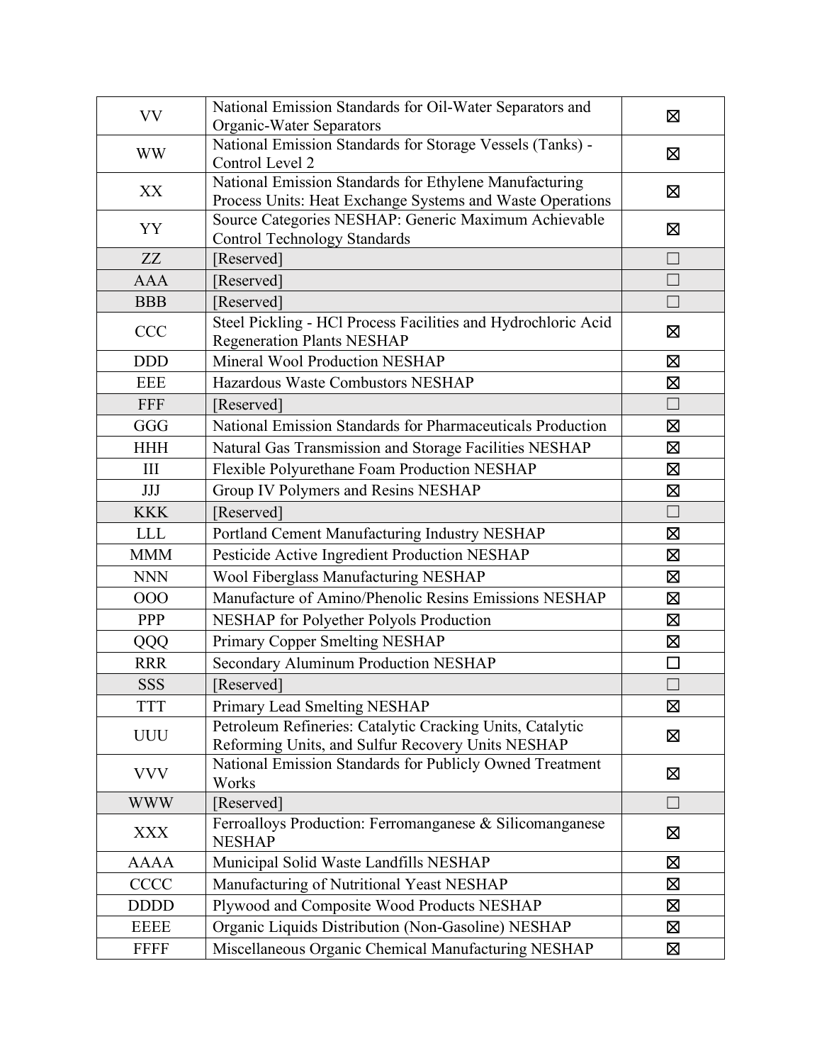| VV | National Emission Standards for Oil-Water Separators and Organic-Water Separators | ☒ |
|---|---|---|
| WW | National Emission Standards for Storage Vessels (Tanks) - Control Level 2 | ☒ |
| XX | National Emission Standards for Ethylene Manufacturing Process Units: Heat Exchange Systems and Waste Operations | ☒ |
| YY | Source Categories NESHAP: Generic Maximum Achievable Control Technology Standards | ☒ |
| ZZ | [Reserved] | ☐ |
| AAA | [Reserved] | ☐ |
| BBB | [Reserved] | ☐ |
| CCC | Steel Pickling - HCl Process Facilities and Hydrochloric Acid Regeneration Plants NESHAP | ☒ |
| DDD | Mineral Wool Production NESHAP | ☒ |
| EEE | Hazardous Waste Combustors NESHAP | ☒ |
| FFF | [Reserved] | ☐ |
| GGG | National Emission Standards for Pharmaceuticals Production | ☒ |
| HHH | Natural Gas Transmission and Storage Facilities NESHAP | ☒ |
| III | Flexible Polyurethane Foam Production NESHAP | ☒ |
| JJJ | Group IV Polymers and Resins NESHAP | ☒ |
| KKK | [Reserved] | ☐ |
| LLL | Portland Cement Manufacturing Industry NESHAP | ☒ |
| MMM | Pesticide Active Ingredient Production NESHAP | ☒ |
| NNN | Wool Fiberglass Manufacturing NESHAP | ☒ |
| OOO | Manufacture of Amino/Phenolic Resins Emissions NESHAP | ☒ |
| PPP | NESHAP for Polyether Polyols Production | ☒ |
| QQQ | Primary Copper Smelting NESHAP | ☒ |
| RRR | Secondary Aluminum Production NESHAP | ☐ |
| SSS | [Reserved] | ☐ |
| TTT | Primary Lead Smelting NESHAP | ☒ |
| UUU | Petroleum Refineries: Catalytic Cracking Units, Catalytic Reforming Units, and Sulfur Recovery Units NESHAP | ☒ |
| VVV | National Emission Standards for Publicly Owned Treatment Works | ☒ |
| WWW | [Reserved] | ☐ |
| XXX | Ferroalloys Production: Ferromanganese & Silicomanganese NESHAP | ☒ |
| AAAA | Municipal Solid Waste Landfills NESHAP | ☒ |
| CCCC | Manufacturing of Nutritional Yeast NESHAP | ☒ |
| DDDD | Plywood and Composite Wood Products NESHAP | ☒ |
| EEEE | Organic Liquids Distribution (Non-Gasoline) NESHAP | ☒ |
| FFFF | Miscellaneous Organic Chemical Manufacturing NESHAP | ☒ |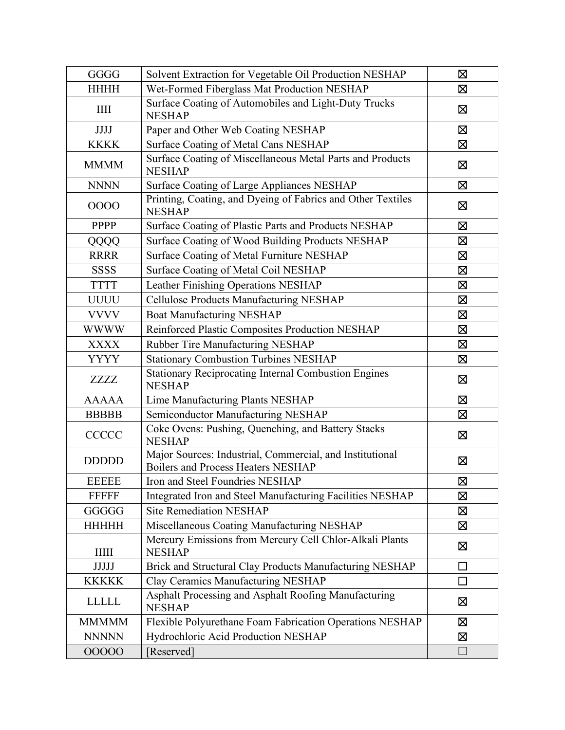| | | |
|---|---|---|
| GGGG | Solvent Extraction for Vegetable Oil Production NESHAP | ☒ |
| HHHH | Wet-Formed Fiberglass Mat Production NESHAP | ☒ |
| IIII | Surface Coating of Automobiles and Light-Duty Trucks NESHAP | ☒ |
| JJJJ | Paper and Other Web Coating NESHAP | ☒ |
| KKKK | Surface Coating of Metal Cans NESHAP | ☒ |
| MMMM | Surface Coating of Miscellaneous Metal Parts and Products NESHAP | ☒ |
| NNNN | Surface Coating of Large Appliances NESHAP | ☒ |
| OOOO | Printing, Coating, and Dyeing of Fabrics and Other Textiles NESHAP | ☒ |
| PPPP | Surface Coating of Plastic Parts and Products NESHAP | ☒ |
| QQQQ | Surface Coating of Wood Building Products NESHAP | ☒ |
| RRRR | Surface Coating of Metal Furniture NESHAP | ☒ |
| SSSS | Surface Coating of Metal Coil NESHAP | ☒ |
| TTTT | Leather Finishing Operations NESHAP | ☒ |
| UUUU | Cellulose Products Manufacturing NESHAP | ☒ |
| VVVV | Boat Manufacturing NESHAP | ☒ |
| WWWW | Reinforced Plastic Composites Production NESHAP | ☒ |
| XXXX | Rubber Tire Manufacturing NESHAP | ☒ |
| YYYY | Stationary Combustion Turbines NESHAP | ☒ |
| ZZZZ | Stationary Reciprocating Internal Combustion Engines NESHAP | ☒ |
| AAAAA | Lime Manufacturing Plants NESHAP | ☒ |
| BBBBB | Semiconductor Manufacturing NESHAP | ☒ |
| CCCCC | Coke Ovens: Pushing, Quenching, and Battery Stacks NESHAP | ☒ |
| DDDDD | Major Sources: Industrial, Commercial, and Institutional Boilers and Process Heaters NESHAP | ☒ |
| EEEEE | Iron and Steel Foundries NESHAP | ☒ |
| FFFFF | Integrated Iron and Steel Manufacturing Facilities NESHAP | ☒ |
| GGGGG | Site Remediation NESHAP | ☒ |
| HHHHH | Miscellaneous Coating Manufacturing NESHAP | ☒ |
| IIIII | Mercury Emissions from Mercury Cell Chlor-Alkali Plants NESHAP | ☒ |
| JJJJJ | Brick and Structural Clay Products Manufacturing NESHAP | ☐ |
| KKKKK | Clay Ceramics Manufacturing NESHAP | ☐ |
| LLLLL | Asphalt Processing and Asphalt Roofing Manufacturing NESHAP | ☒ |
| MMMMM | Flexible Polyurethane Foam Fabrication Operations NESHAP | ☒ |
| NNNNN | Hydrochloric Acid Production NESHAP | ☒ |
| OOOOO | [Reserved] | ☐ |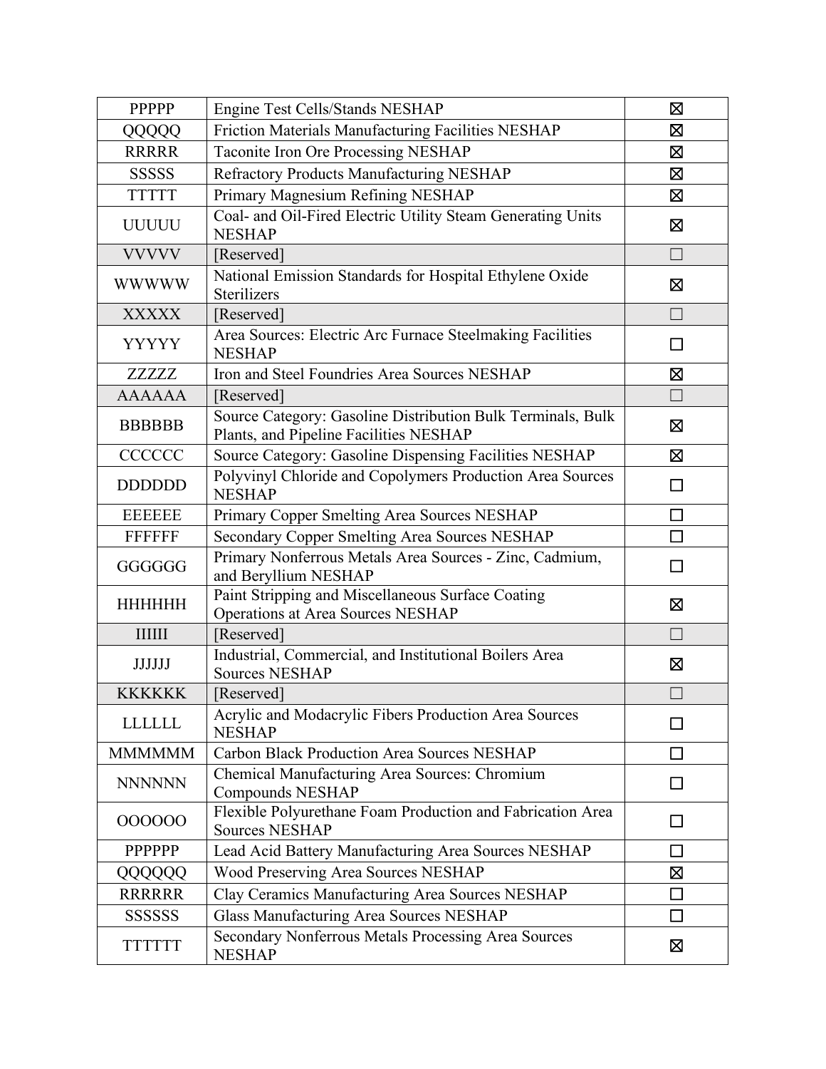| PPPPP | Engine Test Cells/Stands NESHAP | ☒ |
|---|---|---|
| QQQQQ | Friction Materials Manufacturing Facilities NESHAP | ☒ |
| RRRRR | Taconite Iron Ore Processing NESHAP | ☒ |
| SSSSS | Refractory Products Manufacturing NESHAP | ☒ |
| TTTTT | Primary Magnesium Refining NESHAP | ☒ |
| UUUUU | Coal- and Oil-Fired Electric Utility Steam Generating Units NESHAP | ☒ |
| VVVVV | [Reserved] | ☐ |
| WWWWW | National Emission Standards for Hospital Ethylene Oxide Sterilizers | ☒ |
| XXXXX | [Reserved] | ☐ |
| YYYYY | Area Sources: Electric Arc Furnace Steelmaking Facilities NESHAP | ☐ |
| ZZZZZ | Iron and Steel Foundries Area Sources NESHAP | ☒ |
| AAAAAA | [Reserved] | ☐ |
| BBBBBB | Source Category: Gasoline Distribution Bulk Terminals, Bulk Plants, and Pipeline Facilities NESHAP | ☒ |
| CCCCCC | Source Category: Gasoline Dispensing Facilities NESHAP | ☒ |
| DDDDDD | Polyvinyl Chloride and Copolymers Production Area Sources NESHAP | ☐ |
| EEEEEE | Primary Copper Smelting Area Sources NESHAP | ☐ |
| FFFFFF | Secondary Copper Smelting Area Sources NESHAP | ☐ |
| GGGGGG | Primary Nonferrous Metals Area Sources - Zinc, Cadmium, and Beryllium NESHAP | ☐ |
| HHHHHH | Paint Stripping and Miscellaneous Surface Coating Operations at Area Sources NESHAP | ☒ |
| IIIIII | [Reserved] | ☐ |
| JJJJJJ | Industrial, Commercial, and Institutional Boilers Area Sources NESHAP | ☒ |
| KKKKKK | [Reserved] | ☐ |
| LLLLLL | Acrylic and Modacrylic Fibers Production Area Sources NESHAP | ☐ |
| MMMMMM | Carbon Black Production Area Sources NESHAP | ☐ |
| NNNNNN | Chemical Manufacturing Area Sources: Chromium Compounds NESHAP | ☐ |
| OOOOOO | Flexible Polyurethane Foam Production and Fabrication Area Sources NESHAP | ☐ |
| PPPPPP | Lead Acid Battery Manufacturing Area Sources NESHAP | ☐ |
| QQQQQQ | Wood Preserving Area Sources NESHAP | ☒ |
| RRRRRR | Clay Ceramics Manufacturing Area Sources NESHAP | ☐ |
| SSSSSS | Glass Manufacturing Area Sources NESHAP | ☐ |
| TTTTTT | Secondary Nonferrous Metals Processing Area Sources NESHAP | ☒ |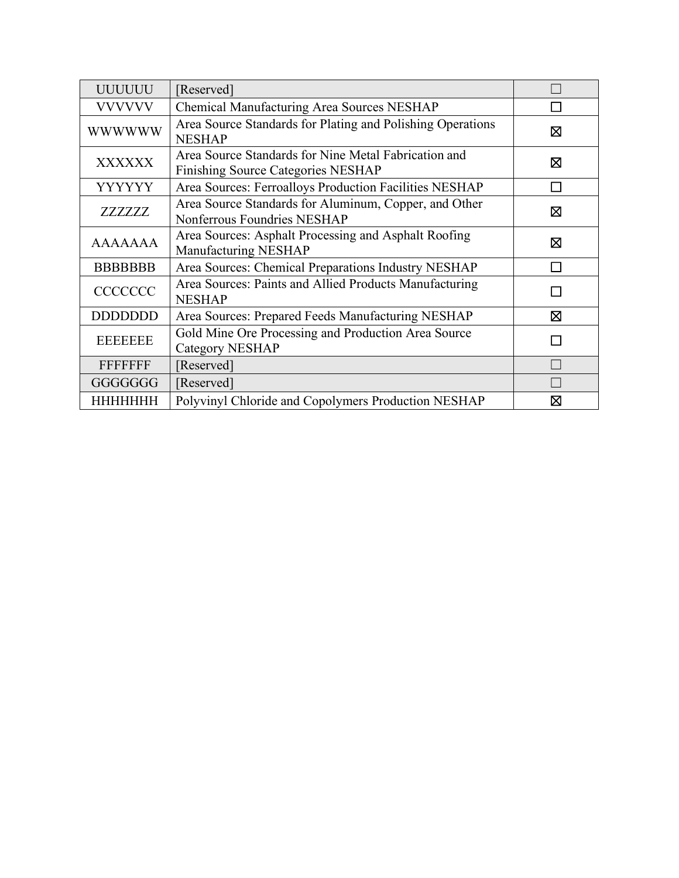| | | |
|---|---|---|
| UUUUUU | [Reserved] | ☐ |
| VVVVVV | Chemical Manufacturing Area Sources NESHAP | ☐ |
| WWWWWW | Area Source Standards for Plating and Polishing Operations NESHAP | ☒ |
| XXXXXX | Area Source Standards for Nine Metal Fabrication and Finishing Source Categories NESHAP | ☒ |
| YYYYYY | Area Sources: Ferroalloys Production Facilities NESHAP | ☐ |
| ZZZZZZ | Area Source Standards for Aluminum, Copper, and Other Nonferrous Foundries NESHAP | ☒ |
| AAAAAAA | Area Sources: Asphalt Processing and Asphalt Roofing Manufacturing NESHAP | ☒ |
| BBBBBBB | Area Sources: Chemical Preparations Industry NESHAP | ☐ |
| CCCCCCC | Area Sources: Paints and Allied Products Manufacturing NESHAP | ☐ |
| DDDDDDD | Area Sources: Prepared Feeds Manufacturing NESHAP | ☒ |
| EEEEEEE | Gold Mine Ore Processing and Production Area Source Category NESHAP | ☐ |
| FFFFFFF | [Reserved] | ☐ |
| GGGGGGG | [Reserved] | ☐ |
| HHHHHHH | Polyvinyl Chloride and Copolymers Production NESHAP | ☒ |